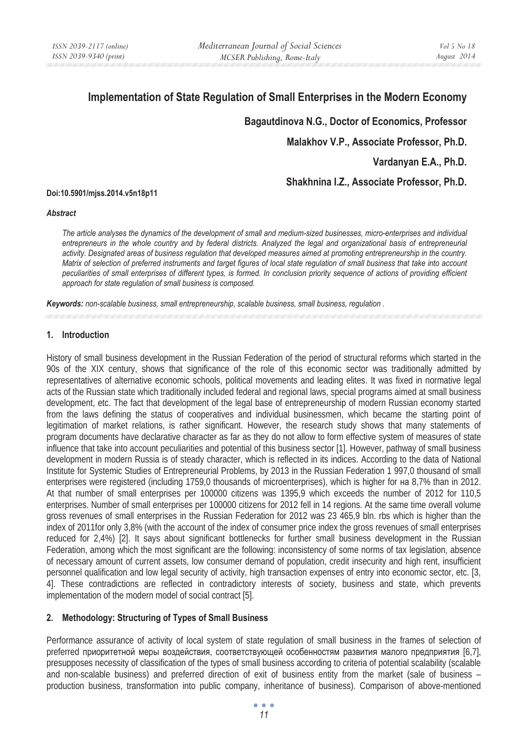# Implementation of State Regulation of Small Enterprises in the Modern Economy

**Bagautdinova N.G., Doctor of Economics, Professor**

**Malakhov V.P., Associate Professor, Ph.D.**

**Vardanyan E.A., Ph.D.**

**Shakhnina I.Z., Associate Professor, Ph.D.**

**Doi:10.5901/mjss.2014.v5n18p11**

***Abstract***

*The article analyses the dynamics of the development of small and medium-sized businesses, micro-enterprises and individual entrepreneurs in the whole country and by federal districts. Analyzed the legal and organizational basis of entrepreneurial activity. Designated areas of business regulation that developed measures aimed at promoting entrepreneurship in the country. Matrix of selection of preferred instruments and target figures of local state regulation of small business that take into account peculiarities of small enterprises of different types, is formed. In conclusion priority sequence of actions of providing efficient approach for state regulation of small business is composed.*

***Keywords:*** *non-scalable business, small entrepreneurship, scalable business, small business, regulation .*

## 1. Introduction

History of small business development in the Russian Federation of the period of structural reforms which started in the 90s of the XIX century, shows that significance of the role of this economic sector was traditionally admitted by representatives of alternative economic schools, political movements and leading elites. It was fixed in normative legal acts of the Russian state which traditionally included federal and regional laws, special programs aimed at small business development, etc. The fact that development of the legal base of entrepreneurship of modern Russian economy started from the laws defining the status of cooperatives and individual businessmen, which became the starting point of legitimation of market relations, is rather significant. However, the research study shows that many statements of program documents have declarative character as far as they do not allow to form effective system of measures of state influence that take into account peculiarities and potential of this business sector [1]. However, pathway of small business development in modern Russia is of steady character, which is reflected in its indices. According to the data of National Institute for Systemic Studies of Entrepreneurial Problems, by 2013 in the Russian Federation 1 997,0 thousand of small enterprises were registered (including 1759,0 thousands of microenterprises), which is higher for на 8,7% than in 2012. At that number of small enterprises per 100000 citizens was 1395,9 which exceeds the number of 2012 for 110,5 enterprises. Number of small enterprises per 100000 citizens for 2012 fell in 14 regions. At the same time overall volume gross revenues of small enterprises in the Russian Federation for 2012 was 23 465,9 bln. rbs which is higher than the index of 2011for only 3,8% (with the account of the index of consumer price index the gross revenues of small enterprises reduced for 2,4%) [2]. It says about significant bottlenecks for further small business development in the Russian Federation, among which the most significant are the following: inconsistency of some norms of tax legislation, absence of necessary amount of current assets, low consumer demand of population, credit insecurity and high rent, insufficient personnel qualification and low legal security of activity, high transaction expenses of entry into economic sector, etc. [3, 4]. These contradictions are reflected in contradictory interests of society, business and state, which prevents implementation of the modern model of social contract [5].

## 2. Methodology: Structuring of Types of Small Business

Performance assurance of activity of local system of state regulation of small business in the frames of selection of preferred приоритетной меры воздействия, соответствующей особенностям развития малого предприятия [6,7], presupposes necessity of classification of the types of small business according to criteria of potential scalability (scalable and non-scalable business) and preferred direction of exit of business entity from the market (sale of business – production business, transformation into public company, inheritance of business). Comparison of above-mentioned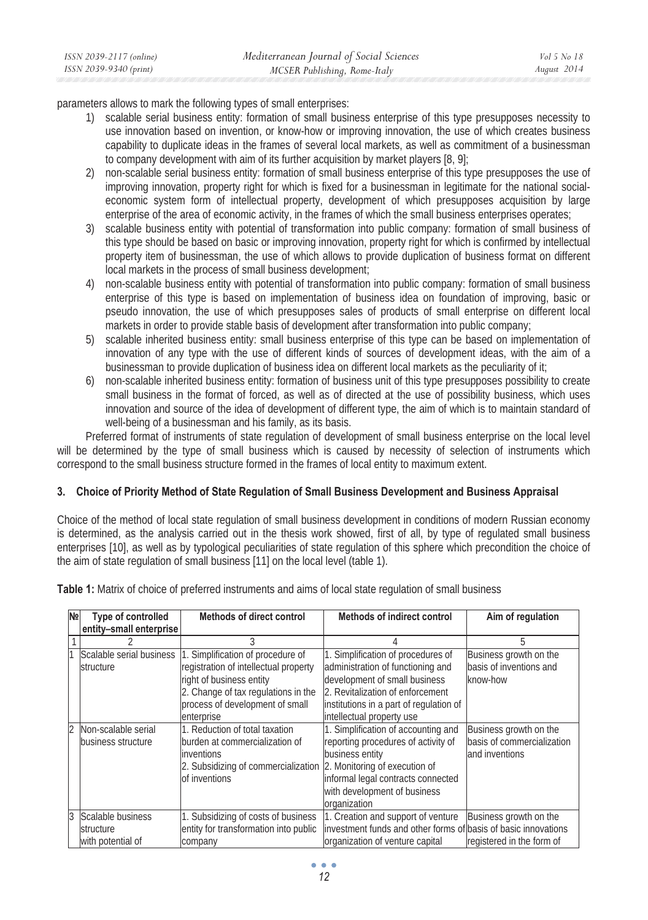parameters allows to mark the following types of small enterprises:

1) scalable serial business entity: formation of small business enterprise of this type presupposes necessity to use innovation based on invention, or know-how or improving innovation, the use of which creates business capability to duplicate ideas in the frames of several local markets, as well as commitment of a businessman to company development with aim of its further acquisition by market players [8, 9];
2) non-scalable serial business entity: formation of small business enterprise of this type presupposes the use of improving innovation, property right for which is fixed for a businessman in legitimate for the national social-economic system form of intellectual property, development of which presupposes acquisition by large enterprise of the area of economic activity, in the frames of which the small business enterprises operates;
3) scalable business entity with potential of transformation into public company: formation of small business of this type should be based on basic or improving innovation, property right for which is confirmed by intellectual property item of businessman, the use of which allows to provide duplication of business format on different local markets in the process of small business development;
4) non-scalable business entity with potential of transformation into public company: formation of small business enterprise of this type is based on implementation of business idea on foundation of improving, basic or pseudo innovation, the use of which presupposes sales of products of small enterprise on different local markets in order to provide stable basis of development after transformation into public company;
5) scalable inherited business entity: small business enterprise of this type can be based on implementation of innovation of any type with the use of different kinds of sources of development ideas, with the aim of a businessman to provide duplication of business idea on different local markets as the peculiarity of it;
6) non-scalable inherited business entity: formation of business unit of this type presupposes possibility to create small business in the format of forced, as well as of directed at the use of possibility business, which uses innovation and source of the idea of development of different type, the aim of which is to maintain standard of well-being of a businessman and his family, as its basis.

Preferred format of instruments of state regulation of development of small business enterprise on the local level will be determined by the type of small business which is caused by necessity of selection of instruments which correspond to the small business structure formed in the frames of local entity to maximum extent.

## 3. Choice of Priority Method of State Regulation of Small Business Development and Business Appraisal

Choice of the method of local state regulation of small business development in conditions of modern Russian economy is determined, as the analysis carried out in the thesis work showed, first of all, by type of regulated small business enterprises [10], as well as by typological peculiarities of state regulation of this sphere which precondition the choice of the aim of state regulation of small business [11] on the local level (table 1).

**Table 1:** Matrix of choice of preferred instruments and aims of local state regulation of small business

| № | Type of controlled entity–small enterprise | Methods of direct control | Methods of indirect control | Aim of regulation |
|---|---|---|---|---|
| 1 | 2 | 3 | 4 | 5 |
| 1 | Scalable serial business structure | 1. Simplification of procedure of registration of intellectual property right of business entity<br>2. Change of tax regulations in the process of development of small enterprise | 1. Simplification of procedures of administration of functioning and development of small business<br>2. Revitalization of enforcement institutions in a part of regulation of intellectual property use | Business growth on the basis of inventions and know-how |
| 2 | Non-scalable serial business structure | 1. Reduction of total taxation burden at commercialization of inventions<br>2. Subsidizing of commercialization of inventions | 1. Simplification of accounting and reporting procedures of activity of business entity<br>2. Monitoring of execution of informal legal contracts connected with development of business organization | Business growth on the basis of commercialization and inventions |
| 3 | Scalable business structure with potential of | 1. Subsidizing of costs of business entity for transformation into public company | 1. Creation and support of venture investment funds and other forms of organization of venture capital | Business growth on the basis of basic innovations registered in the form of |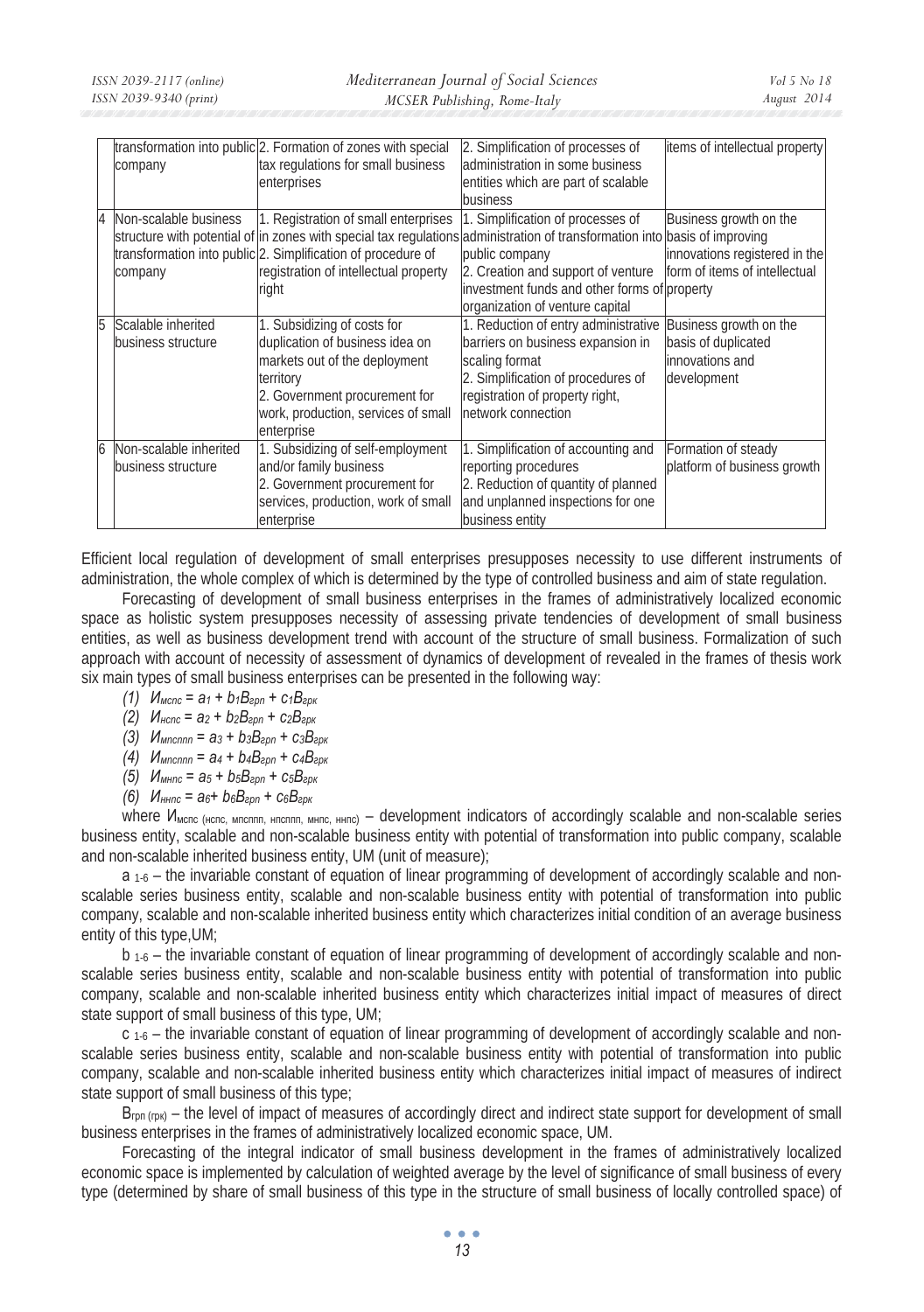| | transformation into public company | 2. Formation of zones with special tax regulations for small business enterprises | 2. Simplification of processes of administration in some business entities which are part of scalable business | items of intellectual property |
|---|---|---|---|---|
| 4 | Non-scalable business structure with potential of transformation into public company | 1. Registration of small enterprises in zones with special tax regulations<br>2. Simplification of procedure of registration of intellectual property right | 1. Simplification of processes of administration of transformation into public company<br>2. Creation and support of venture investment funds and other forms of organization of venture capital | Business growth on the basis of improving innovations registered in the form of items of intellectual property |
| 5 | Scalable inherited business structure | 1. Subsidizing of costs for duplication of business idea on markets out of the deployment territory<br>2. Government procurement for work, production, services of small enterprise | 1. Reduction of entry administrative barriers on business expansion in scaling format<br>2. Simplification of procedures of registration of property right, network connection | Business growth on the basis of duplicated innovations and development |
| 6 | Non-scalable inherited business structure | 1. Subsidizing of self-employment and/or family business<br>2. Government procurement for services, production, work of small enterprise | 1. Simplification of accounting and reporting procedures<br>2. Reduction of quantity of planned and unplanned inspections for one business entity | Formation of steady platform of business growth |

Efficient local regulation of development of small enterprises presupposes necessity to use different instruments of administration, the whole complex of which is determined by the type of controlled business and aim of state regulation.

Forecasting of development of small business enterprises in the frames of administratively localized economic space as holistic system presupposes necessity of assessing private tendencies of development of small business entities, as well as business development trend with account of the structure of small business. Formalization of such approach with account of necessity of assessment of dynamics of development of revealed in the frames of thesis work six main types of small business enterprises can be presented in the following way:

(1) $И_{мспс} = a_1 + b_1 В_{грп} + c_1 В_{грк}$

(2) $И_{нспс} = a_2 + b_2 В_{грп} + c_2 В_{грк}$

(3) $И_{мпсппп} = a_3 + b_3 В_{грп} + c_3 В_{грк}$

(4) $И_{мпсппп} = a_4 + b_4 В_{грп} + c_4 В_{грк}$

(5) $И_{мнпс} = a_5 + b_5 В_{грп} + c_5 В_{грк}$

(6) $И_{ннпс} = a_6 + b_6 В_{грп} + c_6 В_{грк}$

where $И_{мспс\ (нспс,\ мпспп,\ нпспп,\ мнпс,\ ннпс)}$ – development indicators of accordingly scalable and non-scalable series business entity, scalable and non-scalable business entity with potential of transformation into public company, scalable and non-scalable inherited business entity, UM (unit of measure);

$a_{1\text{-}6}$ – the invariable constant of equation of linear programming of development of accordingly scalable and non-scalable series business entity, scalable and non-scalable business entity with potential of transformation into public company, scalable and non-scalable inherited business entity which characterizes initial condition of an average business entity of this type,UM;

$b_{1\text{-}6}$ – the invariable constant of equation of linear programming of development of accordingly scalable and non-scalable series business entity, scalable and non-scalable business entity with potential of transformation into public company, scalable and non-scalable inherited business entity which characterizes initial impact of measures of direct state support of small business of this type, UM;

$c_{1\text{-}6}$ – the invariable constant of equation of linear programming of development of accordingly scalable and non-scalable series business entity, scalable and non-scalable business entity with potential of transformation into public company, scalable and non-scalable inherited business entity which characterizes initial impact of measures of indirect state support of small business of this type;

$В_{грп\ (грк)}$ – the level of impact of measures of accordingly direct and indirect state support for development of small business enterprises in the frames of administratively localized economic space, UM.

Forecasting of the integral indicator of small business development in the frames of administratively localized economic space is implemented by calculation of weighted average by the level of significance of small business of every type (determined by share of small business of this type in the structure of small business of locally controlled space) of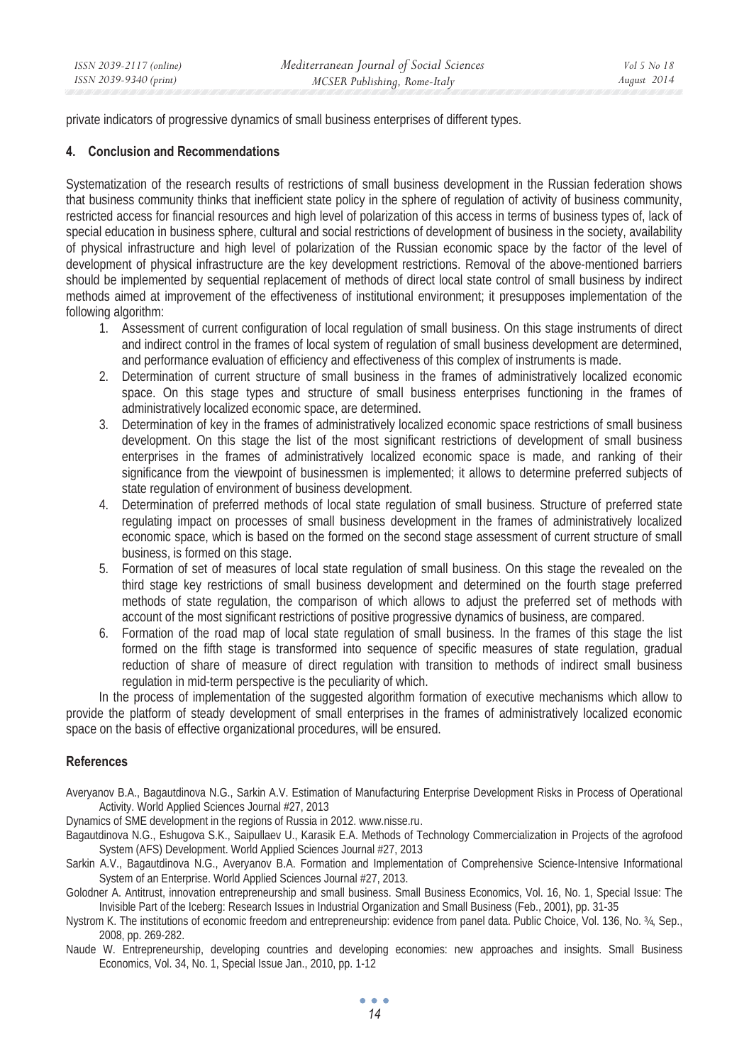private indicators of progressive dynamics of small business enterprises of different types.

## 4. Conclusion and Recommendations

Systematization of the research results of restrictions of small business development in the Russian federation shows that business community thinks that inefficient state policy in the sphere of regulation of activity of business community, restricted access for financial resources and high level of polarization of this access in terms of business types of, lack of special education in business sphere, cultural and social restrictions of development of business in the society, availability of physical infrastructure and high level of polarization of the Russian economic space by the factor of the level of development of physical infrastructure are the key development restrictions. Removal of the above-mentioned barriers should be implemented by sequential replacement of methods of direct local state control of small business by indirect methods aimed at improvement of the effectiveness of institutional environment; it presupposes implementation of the following algorithm:

1. Assessment of current configuration of local regulation of small business. On this stage instruments of direct and indirect control in the frames of local system of regulation of small business development are determined, and performance evaluation of efficiency and effectiveness of this complex of instruments is made.
2. Determination of current structure of small business in the frames of administratively localized economic space. On this stage types and structure of small business enterprises functioning in the frames of administratively localized economic space, are determined.
3. Determination of key in the frames of administratively localized economic space restrictions of small business development. On this stage the list of the most significant restrictions of development of small business enterprises in the frames of administratively localized economic space is made, and ranking of their significance from the viewpoint of businessmen is implemented; it allows to determine preferred subjects of state regulation of environment of business development.
4. Determination of preferred methods of local state regulation of small business. Structure of preferred state regulating impact on processes of small business development in the frames of administratively localized economic space, which is based on the formed on the second stage assessment of current structure of small business, is formed on this stage.
5. Formation of set of measures of local state regulation of small business. On this stage the revealed on the third stage key restrictions of small business development and determined on the fourth stage preferred methods of state regulation, the comparison of which allows to adjust the preferred set of methods with account of the most significant restrictions of positive progressive dynamics of business, are compared.
6. Formation of the road map of local state regulation of small business. In the frames of this stage the list formed on the fifth stage is transformed into sequence of specific measures of state regulation, gradual reduction of share of measure of direct regulation with transition to methods of indirect small business regulation in mid-term perspective is the peculiarity of which.

In the process of implementation of the suggested algorithm formation of executive mechanisms which allow to provide the platform of steady development of small enterprises in the frames of administratively localized economic space on the basis of effective organizational procedures, will be ensured.

## References

Averyanov B.A., Bagautdinova N.G., Sarkin A.V. Estimation of Manufacturing Enterprise Development Risks in Process of Operational Activity. World Applied Sciences Journal #27, 2013

Dynamics of SME development in the regions of Russia in 2012. www.nisse.ru.

Bagautdinova N.G., Eshugova S.K., Saipullaev U., Karasik E.A. Methods of Technology Commercialization in Projects of the agrofood System (AFS) Development. World Applied Sciences Journal #27, 2013

Sarkin A.V., Bagautdinova N.G., Averyanov B.A. Formation and Implementation of Comprehensive Science-Intensive Informational System of an Enterprise. World Applied Sciences Journal #27, 2013.

Golodner A. Antitrust, innovation entrepreneurship and small business. Small Business Economics, Vol. 16, No. 1, Special Issue: The Invisible Part of the Iceberg: Research Issues in Industrial Organization and Small Business (Feb., 2001), pp. 31-35

Nystrom K. The institutions of economic freedom and entrepreneurship: evidence from panel data. Public Choice, Vol. 136, No. ¾, Sep., 2008, pp. 269-282.

Naude W. Entrepreneurship, developing countries and developing economies: new approaches and insights. Small Business Economics, Vol. 34, No. 1, Special Issue Jan., 2010, pp. 1-12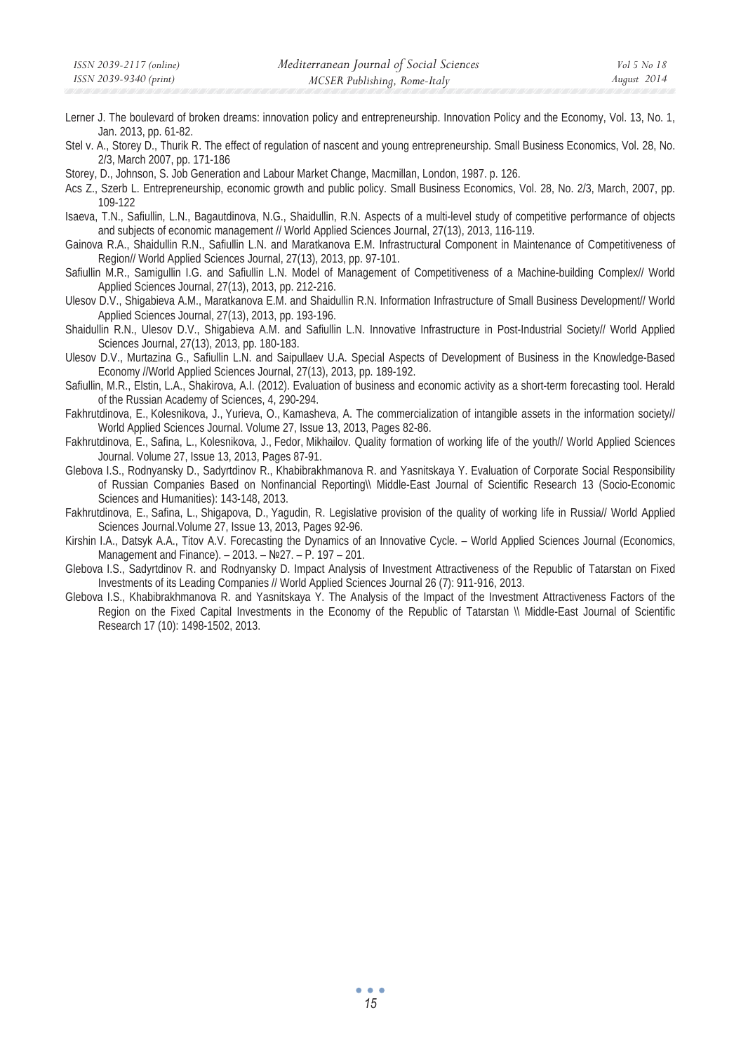Lerner J. The boulevard of broken dreams: innovation policy and entrepreneurship. Innovation Policy and the Economy, Vol. 13, No. 1, Jan. 2013, pp. 61-82.

Stel v. A., Storey D., Thurik R. The effect of regulation of nascent and young entrepreneurship. Small Business Economics, Vol. 28, No. 2/3, March 2007, pp. 171-186

Storey, D., Johnson, S. Job Generation and Labour Market Change, Macmillan, London, 1987. p. 126.

Acs Z., Szerb L. Entrepreneurship, economic growth and public policy. Small Business Economics, Vol. 28, No. 2/3, March, 2007, pp. 109-122

Isaeva, T.N., Safiullin, L.N., Bagautdinova, N.G., Shaidullin, R.N. Aspects of a multi-level study of competitive performance of objects and subjects of economic management // World Applied Sciences Journal, 27(13), 2013, 116-119.

Gainova R.A., Shaidullin R.N., Safiullin L.N. and Maratkanova E.M. Infrastructural Component in Maintenance of Competitiveness of Region// World Applied Sciences Journal, 27(13), 2013, pp. 97-101.

Safiullin M.R., Samigullin I.G. and Safiullin L.N. Model of Management of Competitiveness of a Machine-building Complex// World Applied Sciences Journal, 27(13), 2013, pp. 212-216.

Ulesov D.V., Shigabieva A.M., Maratkanova E.M. and Shaidullin R.N. Information Infrastructure of Small Business Development// World Applied Sciences Journal, 27(13), 2013, pp. 193-196.

Shaidullin R.N., Ulesov D.V., Shigabieva A.M. and Safiullin L.N. Innovative Infrastructure in Post-Industrial Society// World Applied Sciences Journal, 27(13), 2013, pp. 180-183.

Ulesov D.V., Murtazina G., Safiullin L.N. and Saipullaev U.A. Special Aspects of Development of Business in the Knowledge-Based Economy //World Applied Sciences Journal, 27(13), 2013, pp. 189-192.

Safiullin, M.R., Elstin, L.A., Shakirova, A.I. (2012). Evaluation of business and economic activity as a short-term forecasting tool. Herald of the Russian Academy of Sciences, 4, 290-294.

Fakhrutdinova, E., Kolesnikova, J., Yurieva, O., Kamasheva, A. The commercialization of intangible assets in the information society// World Applied Sciences Journal. Volume 27, Issue 13, 2013, Pages 82-86.

Fakhrutdinova, E., Safina, L., Kolesnikova, J., Fedor, Mikhailov. Quality formation of working life of the youth// World Applied Sciences Journal. Volume 27, Issue 13, 2013, Pages 87-91.

Glebova I.S., Rodnyansky D., Sadyrtdinov R., Khabibrakhmanova R. and Yasnitskaya Y. Evaluation of Corporate Social Responsibility of Russian Companies Based on Nonfinancial Reporting\\ Middle-East Journal of Scientific Research 13 (Socio-Economic Sciences and Humanities): 143-148, 2013.

Fakhrutdinova, E., Safina, L., Shigapova, D., Yagudin, R. Legislative provision of the quality of working life in Russia// World Applied Sciences Journal.Volume 27, Issue 13, 2013, Pages 92-96.

Kirshin I.A., Datsyk A.A., Titov A.V. Forecasting the Dynamics of an Innovative Cycle. – World Applied Sciences Journal (Economics, Management and Finance). – 2013. – №27. – P. 197 – 201.

Glebova I.S., Sadyrtdinov R. and Rodnyansky D. Impact Analysis of Investment Attractiveness of the Republic of Tatarstan on Fixed Investments of its Leading Companies // World Applied Sciences Journal 26 (7): 911-916, 2013.

Glebova I.S., Khabibrakhmanova R. and Yasnitskaya Y. The Analysis of the Impact of the Investment Attractiveness Factors of the Region on the Fixed Capital Investments in the Economy of the Republic of Tatarstan \\ Middle-East Journal of Scientific Research 17 (10): 1498-1502, 2013.